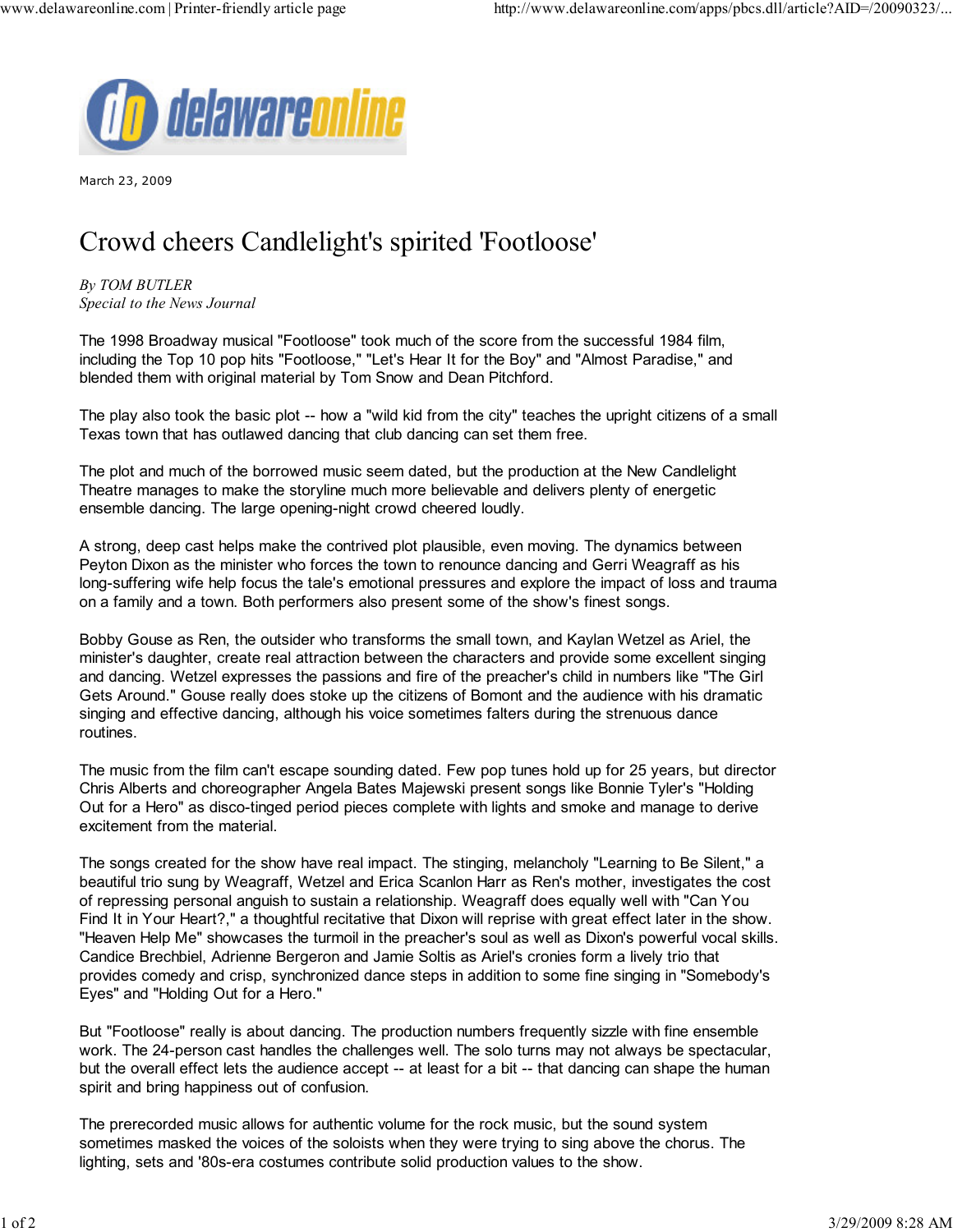March 23, 2009

# Crowd cheers Candlelight's spirited 'Footloose'

*By TOM BUTLER*
*Special to the News Journal*

The 1998 Broadway musical "Footloose" took much of the score from the successful 1984 film, including the Top 10 pop hits "Footloose," "Let's Hear It for the Boy" and "Almost Paradise," and blended them with original material by Tom Snow and Dean Pitchford.

The play also took the basic plot -- how a "wild kid from the city" teaches the upright citizens of a small Texas town that has outlawed dancing that club dancing can set them free.

The plot and much of the borrowed music seem dated, but the production at the New Candlelight Theatre manages to make the storyline much more believable and delivers plenty of energetic ensemble dancing. The large opening-night crowd cheered loudly.

A strong, deep cast helps make the contrived plot plausible, even moving. The dynamics between Peyton Dixon as the minister who forces the town to renounce dancing and Gerri Weagraff as his long-suffering wife help focus the tale's emotional pressures and explore the impact of loss and trauma on a family and a town. Both performers also present some of the show's finest songs.

Bobby Gouse as Ren, the outsider who transforms the small town, and Kaylan Wetzel as Ariel, the minister's daughter, create real attraction between the characters and provide some excellent singing and dancing. Wetzel expresses the passions and fire of the preacher's child in numbers like "The Girl Gets Around." Gouse really does stoke up the citizens of Bomont and the audience with his dramatic singing and effective dancing, although his voice sometimes falters during the strenuous dance routines.

The music from the film can't escape sounding dated. Few pop tunes hold up for 25 years, but director Chris Alberts and choreographer Angela Bates Majewski present songs like Bonnie Tyler's "Holding Out for a Hero" as disco-tinged period pieces complete with lights and smoke and manage to derive excitement from the material.

The songs created for the show have real impact. The stinging, melancholy "Learning to Be Silent," a beautiful trio sung by Weagraff, Wetzel and Erica Scanlon Harr as Ren's mother, investigates the cost of repressing personal anguish to sustain a relationship. Weagraff does equally well with "Can You Find It in Your Heart?," a thoughtful recitative that Dixon will reprise with great effect later in the show. "Heaven Help Me" showcases the turmoil in the preacher's soul as well as Dixon's powerful vocal skills. Candice Brechbiel, Adrienne Bergeron and Jamie Soltis as Ariel's cronies form a lively trio that provides comedy and crisp, synchronized dance steps in addition to some fine singing in "Somebody's Eyes" and "Holding Out for a Hero."

But "Footloose" really is about dancing. The production numbers frequently sizzle with fine ensemble work. The 24-person cast handles the challenges well. The solo turns may not always be spectacular, but the overall effect lets the audience accept -- at least for a bit -- that dancing can shape the human spirit and bring happiness out of confusion.

The prerecorded music allows for authentic volume for the rock music, but the sound system sometimes masked the voices of the soloists when they were trying to sing above the chorus. The lighting, sets and '80s-era costumes contribute solid production values to the show.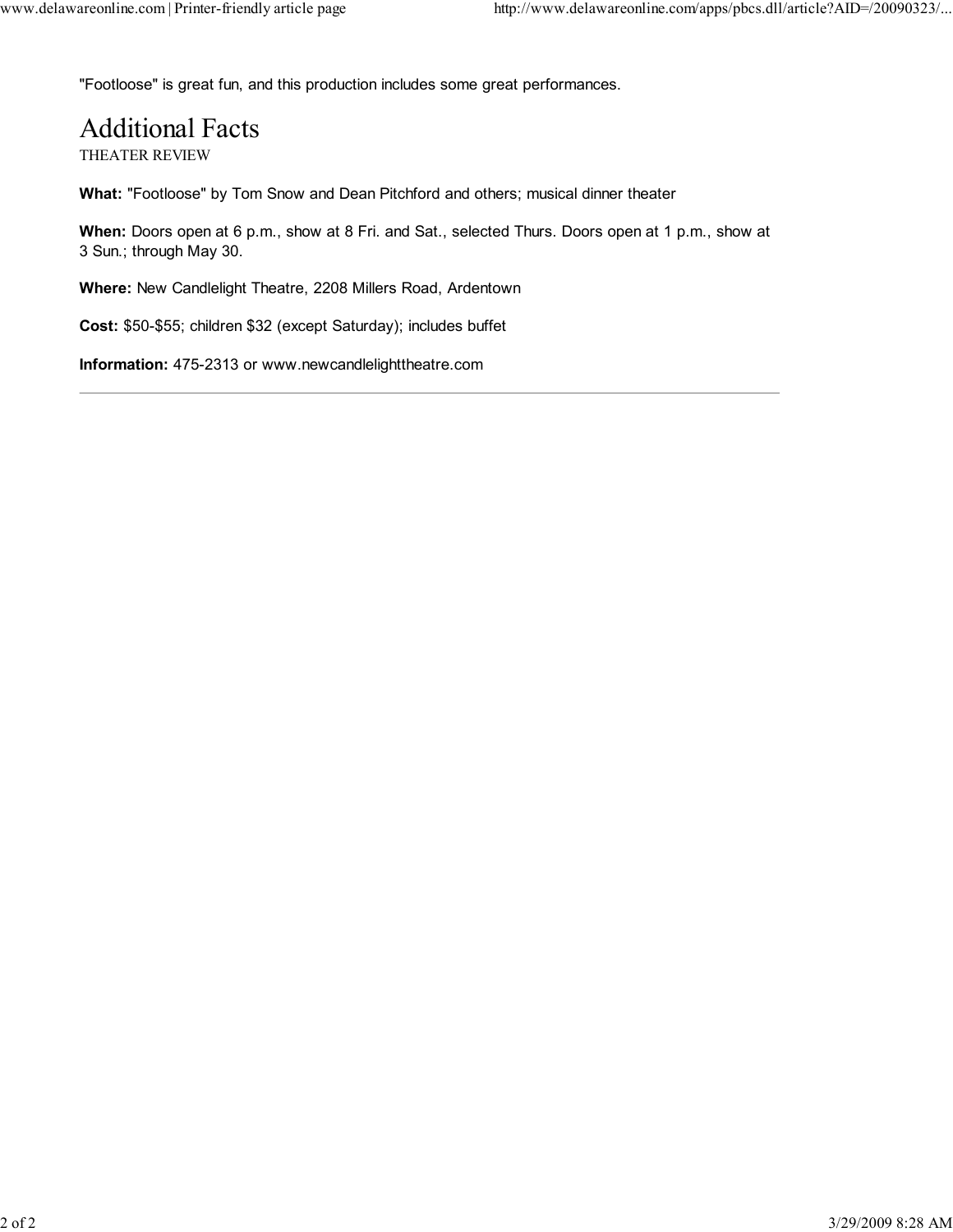"Footloose" is great fun, and this production includes some great performances.

# Additional Facts

THEATER REVIEW

**What:** "Footloose" by Tom Snow and Dean Pitchford and others; musical dinner theater

**When:** Doors open at 6 p.m., show at 8 Fri. and Sat., selected Thurs. Doors open at 1 p.m., show at 3 Sun.; through May 30.

**Where:** New Candlelight Theatre, 2208 Millers Road, Ardentown

**Cost:** $50-$55; children $32 (except Saturday); includes buffet

**Information:** 475-2313 or www.newcandlelighttheatre.com

---